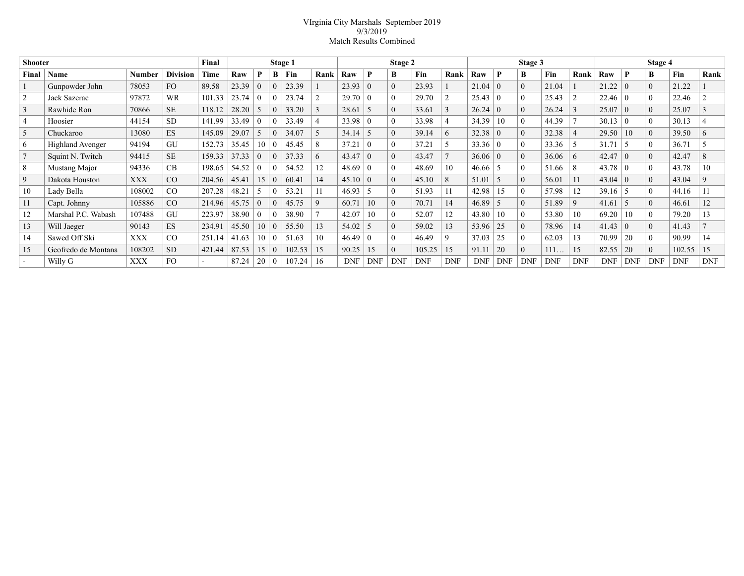# VIrginia City Marshals September 2019

9/3/2019

Match Results Combined

| Shooter | | | | Final | Stage 1 | | | | | Stage 2 | | | | | Stage 3 | | | | | Stage 4 | | | | |
|---|---|---|---|---|---|---|---|---|---|---|---|---|---|---|---|---|---|---|---|---|---|---|---|---|
| Final | Name | Number | Division | Time | Raw | P | B | Fin | Rank | Raw | P | B | Fin | Rank | Raw | P | B | Fin | Rank | Raw | P | B | Fin | Rank |
| 1 | Gunpowder John | 78053 | FO | 89.58 | 23.39 | 0 | 0 | 23.39 | 1 | 23.93 | 0 | 0 | 23.93 | 1 | 21.04 | 0 | 0 | 21.04 | 1 | 21.22 | 0 | 0 | 21.22 | 1 |
| 2 | Jack Sazerac | 97872 | WR | 101.33 | 23.74 | 0 | 0 | 23.74 | 2 | 29.70 | 0 | 0 | 29.70 | 2 | 25.43 | 0 | 0 | 25.43 | 2 | 22.46 | 0 | 0 | 22.46 | 2 |
| 3 | Rawhide Ron | 70866 | SE | 118.12 | 28.20 | 5 | 0 | 33.20 | 3 | 28.61 | 5 | 0 | 33.61 | 3 | 26.24 | 0 | 0 | 26.24 | 3 | 25.07 | 0 | 0 | 25.07 | 3 |
| 4 | Hoosier | 44154 | SD | 141.99 | 33.49 | 0 | 0 | 33.49 | 4 | 33.98 | 0 | 0 | 33.98 | 4 | 34.39 | 10 | 0 | 44.39 | 7 | 30.13 | 0 | 0 | 30.13 | 4 |
| 5 | Chuckaroo | 13080 | ES | 145.09 | 29.07 | 5 | 0 | 34.07 | 5 | 34.14 | 5 | 0 | 39.14 | 6 | 32.38 | 0 | 0 | 32.38 | 4 | 29.50 | 10 | 0 | 39.50 | 6 |
| 6 | Highland Avenger | 94194 | GU | 152.73 | 35.45 | 10 | 0 | 45.45 | 8 | 37.21 | 0 | 0 | 37.21 | 5 | 33.36 | 0 | 0 | 33.36 | 5 | 31.71 | 5 | 0 | 36.71 | 5 |
| 7 | Squint N. Twitch | 94415 | SE | 159.33 | 37.33 | 0 | 0 | 37.33 | 6 | 43.47 | 0 | 0 | 43.47 | 7 | 36.06 | 0 | 0 | 36.06 | 6 | 42.47 | 0 | 0 | 42.47 | 8 |
| 8 | Mustang Major | 94336 | CB | 198.65 | 54.52 | 0 | 0 | 54.52 | 12 | 48.69 | 0 | 0 | 48.69 | 10 | 46.66 | 5 | 0 | 51.66 | 8 | 43.78 | 0 | 0 | 43.78 | 10 |
| 9 | Dakota Houston | XXX | CO | 204.56 | 45.41 | 15 | 0 | 60.41 | 14 | 45.10 | 0 | 0 | 45.10 | 8 | 51.01 | 5 | 0 | 56.01 | 11 | 43.04 | 0 | 0 | 43.04 | 9 |
| 10 | Lady Bella | 108002 | CO | 207.28 | 48.21 | 5 | 0 | 53.21 | 11 | 46.93 | 5 | 0 | 51.93 | 11 | 42.98 | 15 | 0 | 57.98 | 12 | 39.16 | 5 | 0 | 44.16 | 11 |
| 11 | Capt. Johnny | 105886 | CO | 214.96 | 45.75 | 0 | 0 | 45.75 | 9 | 60.71 | 10 | 0 | 70.71 | 14 | 46.89 | 5 | 0 | 51.89 | 9 | 41.61 | 5 | 0 | 46.61 | 12 |
| 12 | Marshal P.C. Wabash | 107488 | GU | 223.97 | 38.90 | 0 | 0 | 38.90 | 7 | 42.07 | 10 | 0 | 52.07 | 12 | 43.80 | 10 | 0 | 53.80 | 10 | 69.20 | 10 | 0 | 79.20 | 13 |
| 13 | Will Jaeger | 90143 | ES | 234.91 | 45.50 | 10 | 0 | 55.50 | 13 | 54.02 | 5 | 0 | 59.02 | 13 | 53.96 | 25 | 0 | 78.96 | 14 | 41.43 | 0 | 0 | 41.43 | 7 |
| 14 | Sawed Off Ski | XXX | CO | 251.14 | 41.63 | 10 | 0 | 51.63 | 10 | 46.49 | 0 | 0 | 46.49 | 9 | 37.03 | 25 | 0 | 62.03 | 13 | 70.99 | 20 | 0 | 90.99 | 14 |
| 15 | Geofredo de Montana | 108202 | SD | 421.44 | 87.53 | 15 | 0 | 102.53 | 15 | 90.25 | 15 | 0 | 105.25 | 15 | 91.11 | 20 | 0 | 111… | 15 | 82.55 | 20 | 0 | 102.55 | 15 |
| - | Willy G | XXX | FO | - | 87.24 | 20 | 0 | 107.24 | 16 | DNF | DNF | DNF | DNF | DNF | DNF | DNF | DNF | DNF | DNF | DNF | DNF | DNF | DNF | DNF |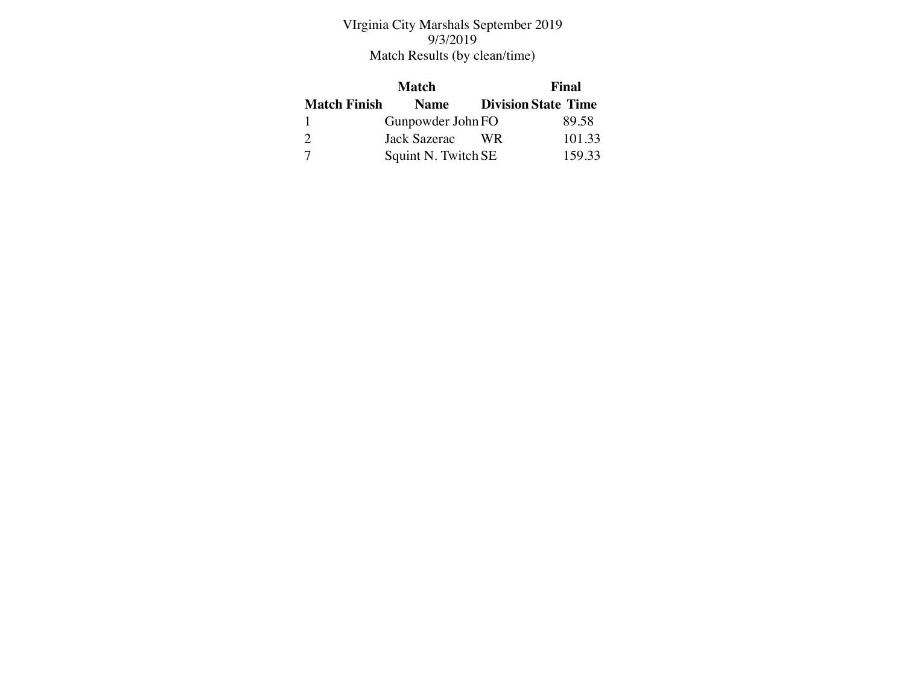VIrginia City Marshals September 2019
9/3/2019
Match Results (by clean/time)

| Match Finish | Match Name | Division | State | Final Time |
| --- | --- | --- | --- | --- |
| 1 | Gunpowder John | FO | | 89.58 |
| 2 | Jack Sazerac | WR | | 101.33 |
| 7 | Squint N. Twitch | SE | | 159.33 |